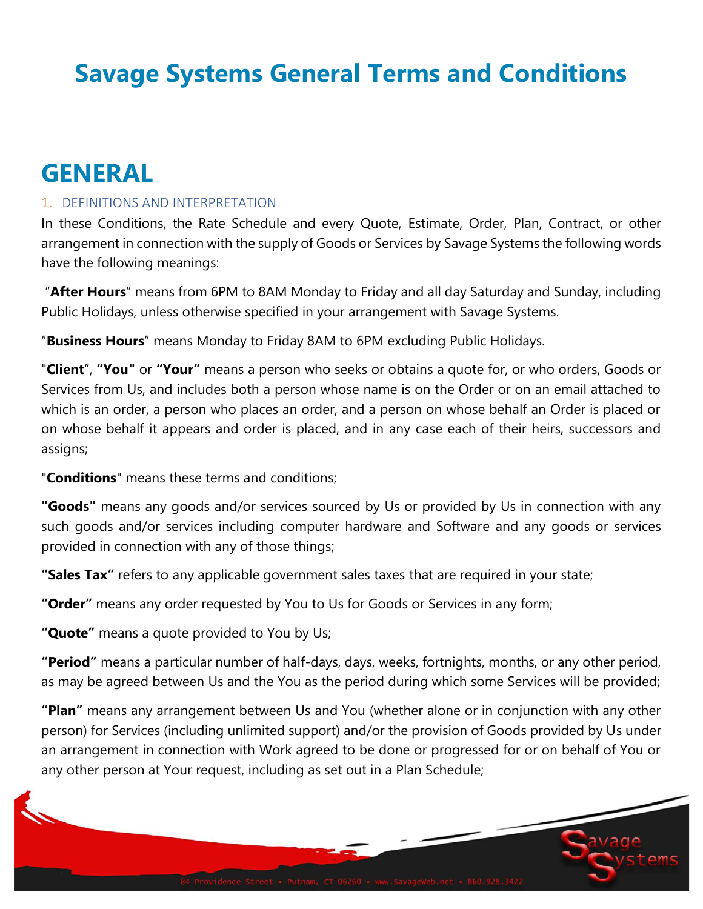# Savage Systems General Terms and Conditions

## GENERAL

### 1. DEFINITIONS AND INTERPRETATION

In these Conditions, the Rate Schedule and every Quote, Estimate, Order, Plan, Contract, or other arrangement in connection with the supply of Goods or Services by Savage Systems the following words have the following meanings:

"**After Hours**" means from 6PM to 8AM Monday to Friday and all day Saturday and Sunday, including Public Holidays, unless otherwise specified in your arrangement with Savage Systems.

"**Business Hours**" means Monday to Friday 8AM to 6PM excluding Public Holidays.

"**Client**", **"You"** or **"Your"** means a person who seeks or obtains a quote for, or who orders, Goods or Services from Us, and includes both a person whose name is on the Order or on an email attached to which is an order, a person who places an order, and a person on whose behalf an Order is placed or on whose behalf it appears and order is placed, and in any case each of their heirs, successors and assigns;

"**Conditions**" means these terms and conditions;

**"Goods"** means any goods and/or services sourced by Us or provided by Us in connection with any such goods and/or services including computer hardware and Software and any goods or services provided in connection with any of those things;

**"Sales Tax"** refers to any applicable government sales taxes that are required in your state;

**"Order"** means any order requested by You to Us for Goods or Services in any form;

**"Quote"** means a quote provided to You by Us;

**"Period"** means a particular number of half-days, days, weeks, fortnights, months, or any other period, as may be agreed between Us and the You as the period during which some Services will be provided;

**"Plan"** means any arrangement between Us and You (whether alone or in conjunction with any other person) for Services (including unlimited support) and/or the provision of Goods provided by Us under an arrangement in connection with Work agreed to be done or progressed for or on behalf of You or any other person at Your request, including as set out in a Plan Schedule;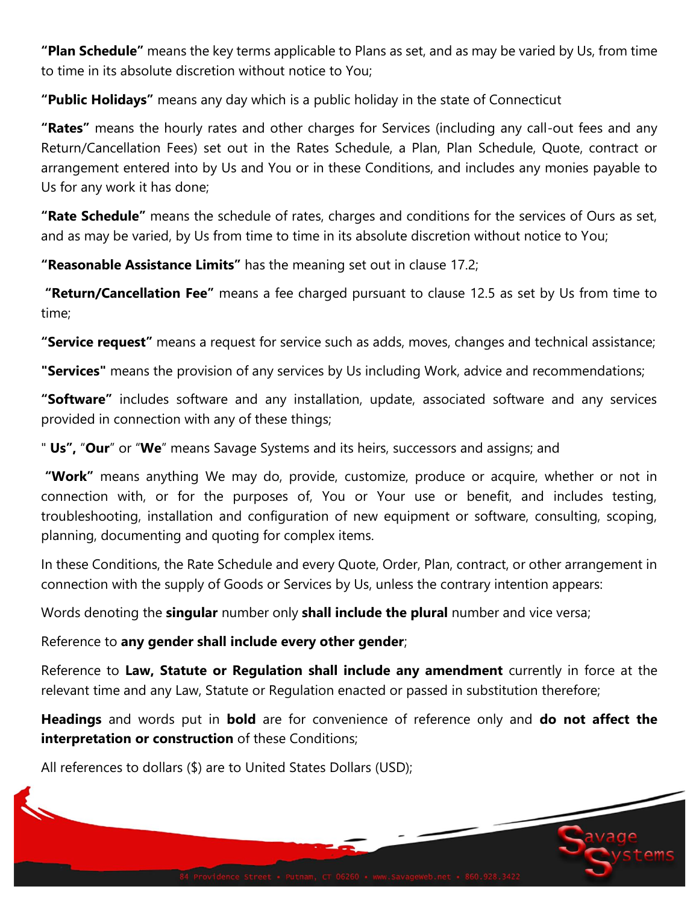**"Plan Schedule"** means the key terms applicable to Plans as set, and as may be varied by Us, from time to time in its absolute discretion without notice to You;

**"Public Holidays"** means any day which is a public holiday in the state of Connecticut

**"Rates"** means the hourly rates and other charges for Services (including any call-out fees and any Return/Cancellation Fees) set out in the Rates Schedule, a Plan, Plan Schedule, Quote, contract or arrangement entered into by Us and You or in these Conditions, and includes any monies payable to Us for any work it has done;

**"Rate Schedule"** means the schedule of rates, charges and conditions for the services of Ours as set, and as may be varied, by Us from time to time in its absolute discretion without notice to You;

**"Reasonable Assistance Limits"** has the meaning set out in clause 17.2;

**"Return/Cancellation Fee"** means a fee charged pursuant to clause 12.5 as set by Us from time to time;

**"Service request"** means a request for service such as adds, moves, changes and technical assistance;

**"Services"** means the provision of any services by Us including Work, advice and recommendations;

**"Software"** includes software and any installation, update, associated software and any services provided in connection with any of these things;

" **Us",** "**Our**" or "**We**" means Savage Systems and its heirs, successors and assigns; and

**"Work"** means anything We may do, provide, customize, produce or acquire, whether or not in connection with, or for the purposes of, You or Your use or benefit, and includes testing, troubleshooting, installation and configuration of new equipment or software, consulting, scoping, planning, documenting and quoting for complex items.

In these Conditions, the Rate Schedule and every Quote, Order, Plan, contract, or other arrangement in connection with the supply of Goods or Services by Us, unless the contrary intention appears:

Words denoting the **singular** number only **shall include the plural** number and vice versa;

Reference to **any gender shall include every other gender**;

Reference to **Law, Statute or Regulation shall include any amendment** currently in force at the relevant time and any Law, Statute or Regulation enacted or passed in substitution therefore;

**Headings** and words put in **bold** are for convenience of reference only and **do not affect the interpretation or construction** of these Conditions;

All references to dollars ($) are to United States Dollars (USD);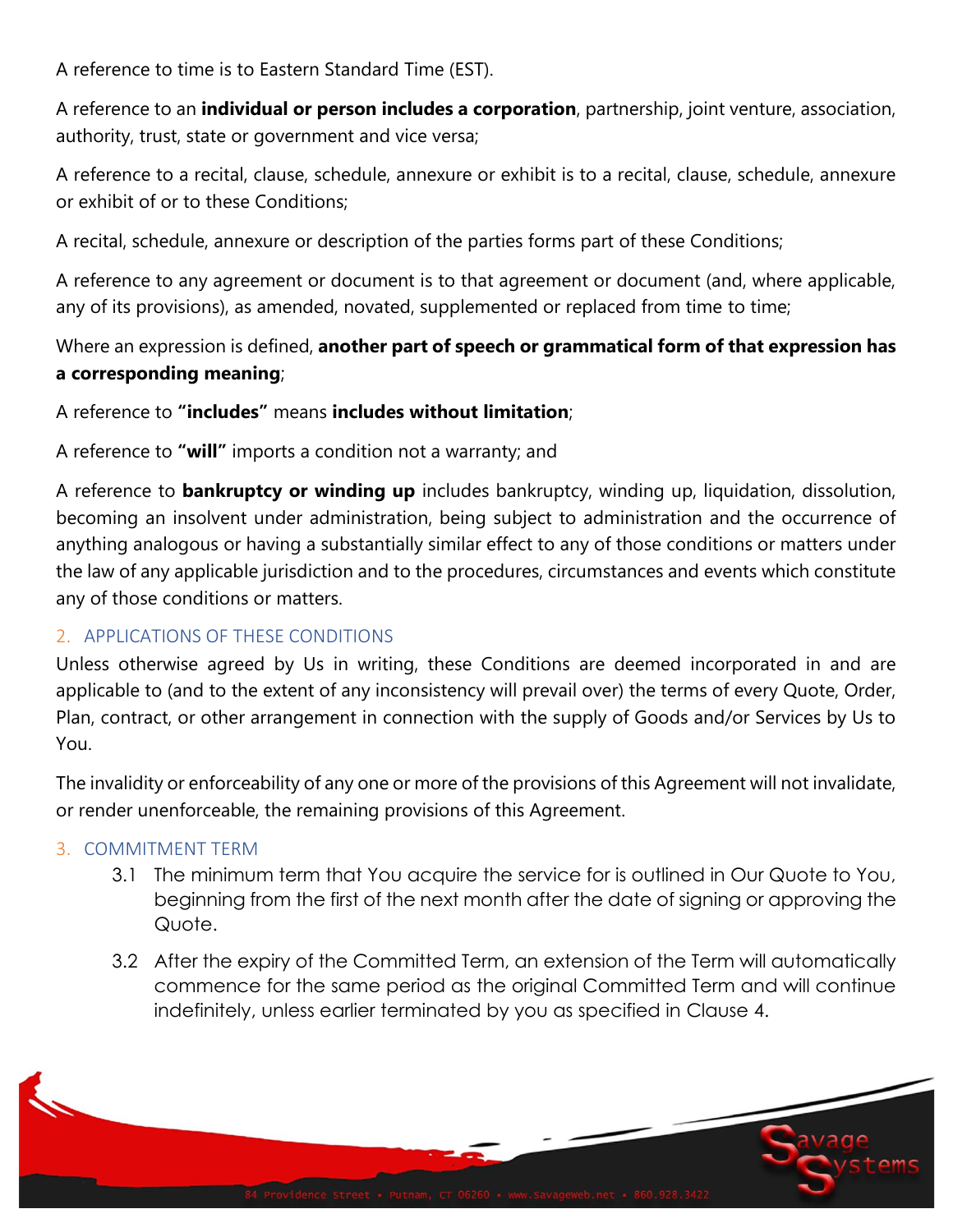A reference to time is to Eastern Standard Time (EST).

A reference to an **individual or person includes a corporation**, partnership, joint venture, association, authority, trust, state or government and vice versa;

A reference to a recital, clause, schedule, annexure or exhibit is to a recital, clause, schedule, annexure or exhibit of or to these Conditions;

A recital, schedule, annexure or description of the parties forms part of these Conditions;

A reference to any agreement or document is to that agreement or document (and, where applicable, any of its provisions), as amended, novated, supplemented or replaced from time to time;

Where an expression is defined, **another part of speech or grammatical form of that expression has a corresponding meaning**;

A reference to **"includes"** means **includes without limitation**;

A reference to **"will"** imports a condition not a warranty; and

A reference to **bankruptcy or winding up** includes bankruptcy, winding up, liquidation, dissolution, becoming an insolvent under administration, being subject to administration and the occurrence of anything analogous or having a substantially similar effect to any of those conditions or matters under the law of any applicable jurisdiction and to the procedures, circumstances and events which constitute any of those conditions or matters.

## 2. APPLICATIONS OF THESE CONDITIONS

Unless otherwise agreed by Us in writing, these Conditions are deemed incorporated in and are applicable to (and to the extent of any inconsistency will prevail over) the terms of every Quote, Order, Plan, contract, or other arrangement in connection with the supply of Goods and/or Services by Us to You.

The invalidity or enforceability of any one or more of the provisions of this Agreement will not invalidate, or render unenforceable, the remaining provisions of this Agreement.

## 3. COMMITMENT TERM

3.1 The minimum term that You acquire the service for is outlined in Our Quote to You, beginning from the first of the next month after the date of signing or approving the Quote.

3.2 After the expiry of the Committed Term, an extension of the Term will automatically commence for the same period as the original Committed Term and will continue indefinitely, unless earlier terminated by you as specified in Clause 4.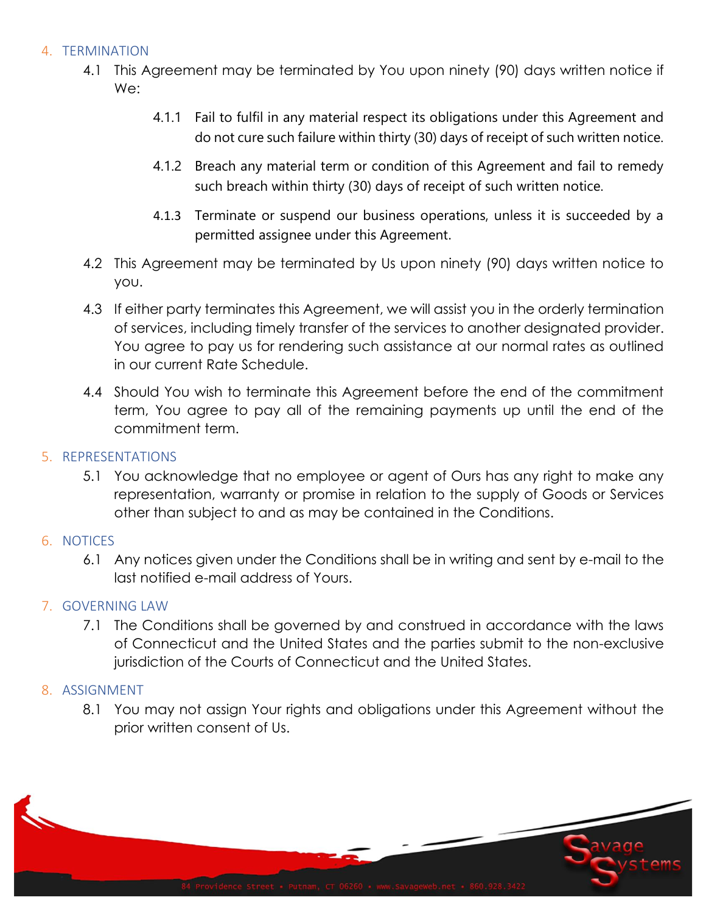## 4. TERMINATION

4.1 This Agreement may be terminated by You upon ninety (90) days written notice if We:

4.1.1 Fail to fulfil in any material respect its obligations under this Agreement and do not cure such failure within thirty (30) days of receipt of such written notice.

4.1.2 Breach any material term or condition of this Agreement and fail to remedy such breach within thirty (30) days of receipt of such written notice.

4.1.3 Terminate or suspend our business operations, unless it is succeeded by a permitted assignee under this Agreement.

4.2 This Agreement may be terminated by Us upon ninety (90) days written notice to you.

4.3 If either party terminates this Agreement, we will assist you in the orderly termination of services, including timely transfer of the services to another designated provider. You agree to pay us for rendering such assistance at our normal rates as outlined in our current Rate Schedule.

4.4 Should You wish to terminate this Agreement before the end of the commitment term, You agree to pay all of the remaining payments up until the end of the commitment term.

## 5. REPRESENTATIONS

5.1 You acknowledge that no employee or agent of Ours has any right to make any representation, warranty or promise in relation to the supply of Goods or Services other than subject to and as may be contained in the Conditions.

## 6. NOTICES

6.1 Any notices given under the Conditions shall be in writing and sent by e-mail to the last notified e-mail address of Yours.

## 7. GOVERNING LAW

7.1 The Conditions shall be governed by and construed in accordance with the laws of Connecticut and the United States and the parties submit to the non-exclusive jurisdiction of the Courts of Connecticut and the United States.

## 8. ASSIGNMENT

8.1 You may not assign Your rights and obligations under this Agreement without the prior written consent of Us.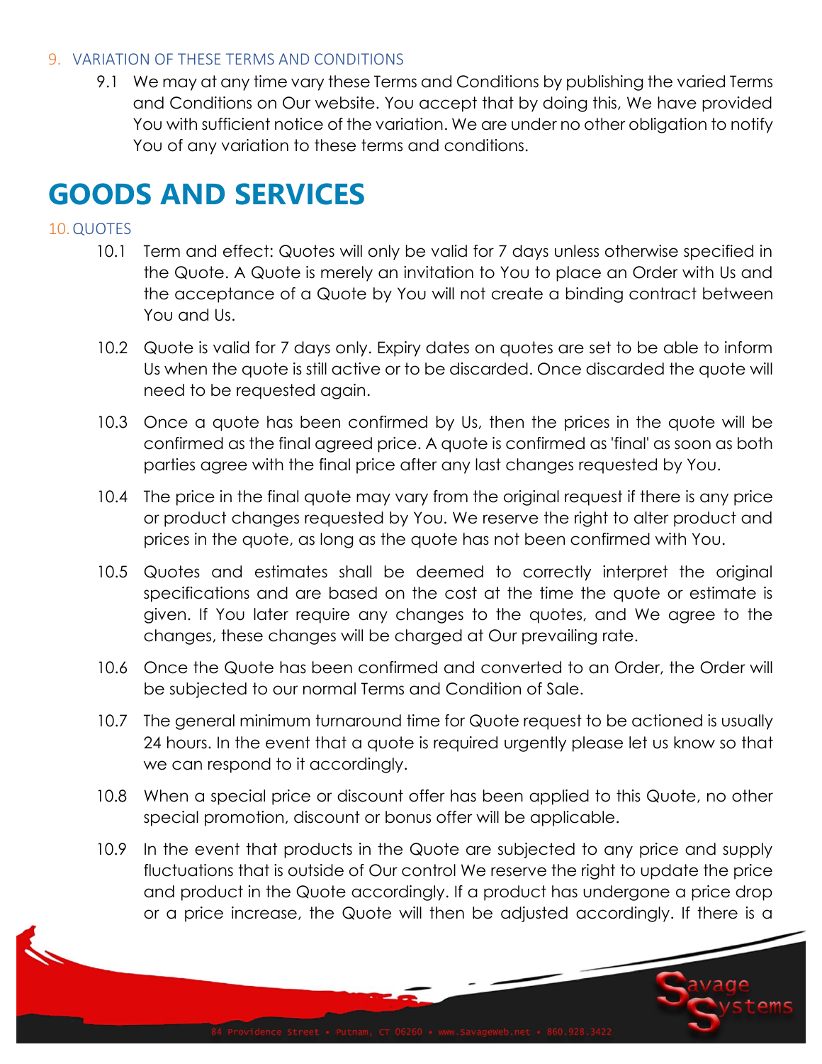### 9. VARIATION OF THESE TERMS AND CONDITIONS

9.1 We may at any time vary these Terms and Conditions by publishing the varied Terms and Conditions on Our website. You accept that by doing this, We have provided You with sufficient notice of the variation. We are under no other obligation to notify You of any variation to these terms and conditions.

# GOODS AND SERVICES

### 10. QUOTES

10.1 Term and effect: Quotes will only be valid for 7 days unless otherwise specified in the Quote. A Quote is merely an invitation to You to place an Order with Us and the acceptance of a Quote by You will not create a binding contract between You and Us.

10.2 Quote is valid for 7 days only. Expiry dates on quotes are set to be able to inform Us when the quote is still active or to be discarded. Once discarded the quote will need to be requested again.

10.3 Once a quote has been confirmed by Us, then the prices in the quote will be confirmed as the final agreed price. A quote is confirmed as 'final' as soon as both parties agree with the final price after any last changes requested by You.

10.4 The price in the final quote may vary from the original request if there is any price or product changes requested by You. We reserve the right to alter product and prices in the quote, as long as the quote has not been confirmed with You.

10.5 Quotes and estimates shall be deemed to correctly interpret the original specifications and are based on the cost at the time the quote or estimate is given. If You later require any changes to the quotes, and We agree to the changes, these changes will be charged at Our prevailing rate.

10.6 Once the Quote has been confirmed and converted to an Order, the Order will be subjected to our normal Terms and Condition of Sale.

10.7 The general minimum turnaround time for Quote request to be actioned is usually 24 hours. In the event that a quote is required urgently please let us know so that we can respond to it accordingly.

10.8 When a special price or discount offer has been applied to this Quote, no other special promotion, discount or bonus offer will be applicable.

10.9 In the event that products in the Quote are subjected to any price and supply fluctuations that is outside of Our control We reserve the right to update the price and product in the Quote accordingly. If a product has undergone a price drop or a price increase, the Quote will then be adjusted accordingly. If there is a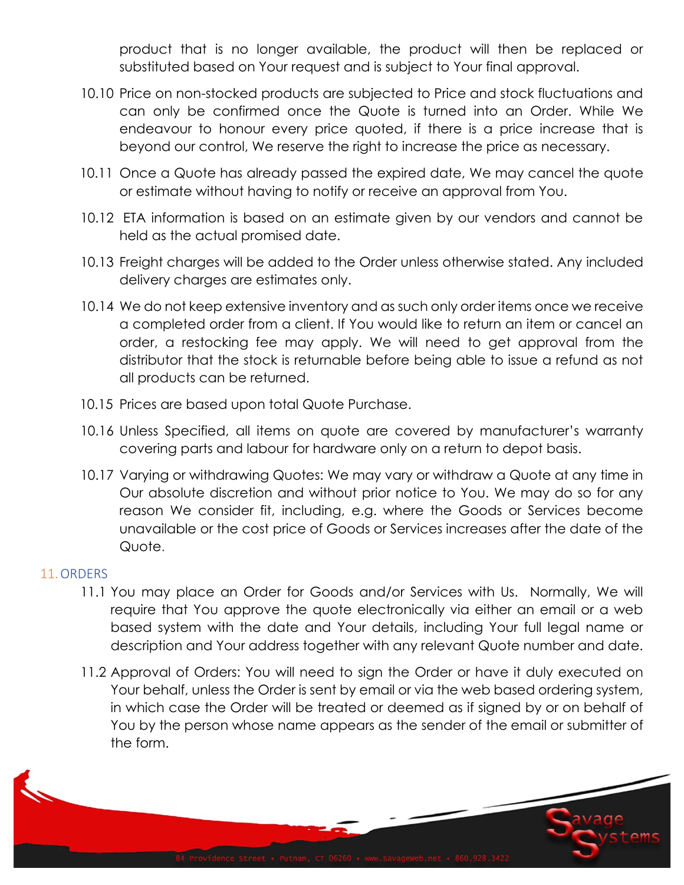product that is no longer available, the product will then be replaced or substituted based on Your request and is subject to Your final approval.

10.10 Price on non-stocked products are subjected to Price and stock fluctuations and can only be confirmed once the Quote is turned into an Order. While We endeavour to honour every price quoted, if there is a price increase that is beyond our control, We reserve the right to increase the price as necessary.

10.11 Once a Quote has already passed the expired date, We may cancel the quote or estimate without having to notify or receive an approval from You.

10.12 ETA information is based on an estimate given by our vendors and cannot be held as the actual promised date.

10.13 Freight charges will be added to the Order unless otherwise stated. Any included delivery charges are estimates only.

10.14 We do not keep extensive inventory and as such only order items once we receive a completed order from a client. If You would like to return an item or cancel an order, a restocking fee may apply. We will need to get approval from the distributor that the stock is returnable before being able to issue a refund as not all products can be returned.

10.15 Prices are based upon total Quote Purchase.

10.16 Unless Specified, all items on quote are covered by manufacturer's warranty covering parts and labour for hardware only on a return to depot basis.

10.17 Varying or withdrawing Quotes: We may vary or withdraw a Quote at any time in Our absolute discretion and without prior notice to You. We may do so for any reason We consider fit, including, e.g. where the Goods or Services become unavailable or the cost price of Goods or Services increases after the date of the Quote.

## 11. ORDERS

11.1 You may place an Order for Goods and/or Services with Us. Normally, We will require that You approve the quote electronically via either an email or a web based system with the date and Your details, including Your full legal name or description and Your address together with any relevant Quote number and date.

11.2 Approval of Orders: You will need to sign the Order or have it duly executed on Your behalf, unless the Order is sent by email or via the web based ordering system, in which case the Order will be treated or deemed as if signed by or on behalf of You by the person whose name appears as the sender of the email or submitter of the form.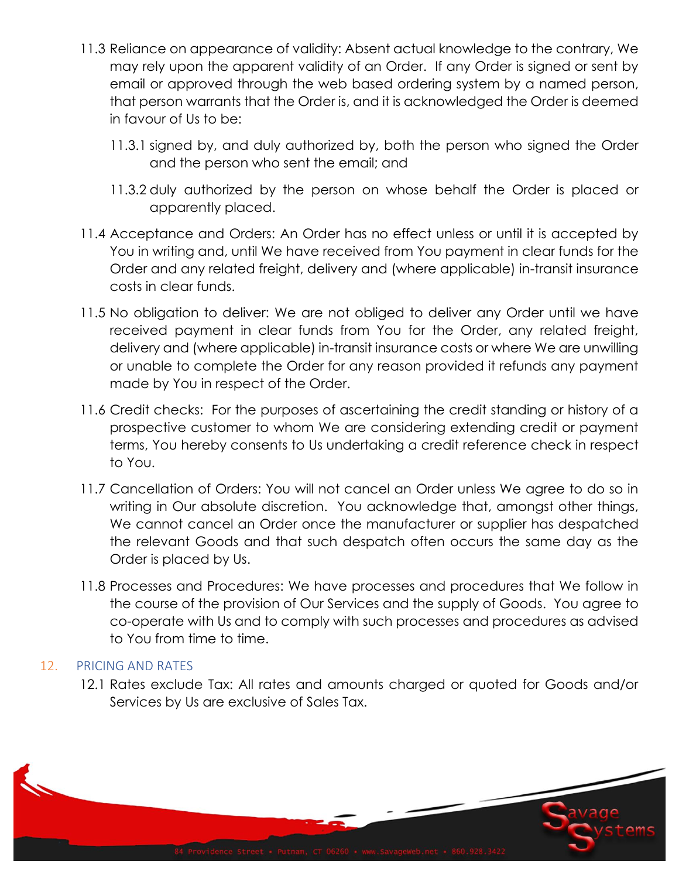11.3 Reliance on appearance of validity: Absent actual knowledge to the contrary, We may rely upon the apparent validity of an Order. If any Order is signed or sent by email or approved through the web based ordering system by a named person, that person warrants that the Order is, and it is acknowledged the Order is deemed in favour of Us to be:

11.3.1 signed by, and duly authorized by, both the person who signed the Order and the person who sent the email; and

11.3.2 duly authorized by the person on whose behalf the Order is placed or apparently placed.

11.4 Acceptance and Orders: An Order has no effect unless or until it is accepted by You in writing and, until We have received from You payment in clear funds for the Order and any related freight, delivery and (where applicable) in-transit insurance costs in clear funds.

11.5 No obligation to deliver: We are not obliged to deliver any Order until we have received payment in clear funds from You for the Order, any related freight, delivery and (where applicable) in-transit insurance costs or where We are unwilling or unable to complete the Order for any reason provided it refunds any payment made by You in respect of the Order.

11.6 Credit checks: For the purposes of ascertaining the credit standing or history of a prospective customer to whom We are considering extending credit or payment terms, You hereby consents to Us undertaking a credit reference check in respect to You.

11.7 Cancellation of Orders: You will not cancel an Order unless We agree to do so in writing in Our absolute discretion. You acknowledge that, amongst other things, We cannot cancel an Order once the manufacturer or supplier has despatched the relevant Goods and that such despatch often occurs the same day as the Order is placed by Us.

11.8 Processes and Procedures: We have processes and procedures that We follow in the course of the provision of Our Services and the supply of Goods. You agree to co-operate with Us and to comply with such processes and procedures as advised to You from time to time.

## 12. PRICING AND RATES

12.1 Rates exclude Tax: All rates and amounts charged or quoted for Goods and/or Services by Us are exclusive of Sales Tax.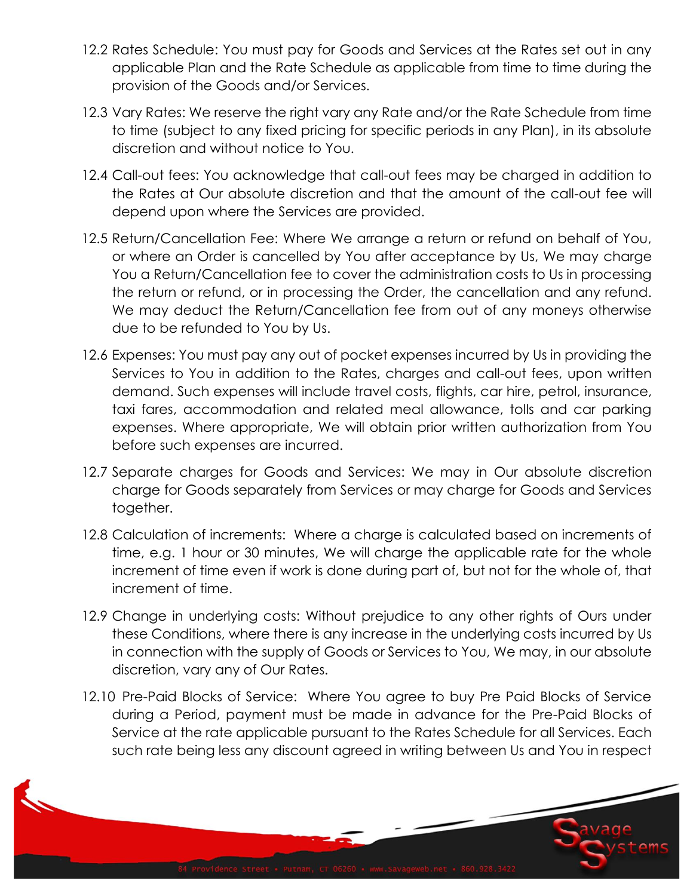12.2 Rates Schedule: You must pay for Goods and Services at the Rates set out in any applicable Plan and the Rate Schedule as applicable from time to time during the provision of the Goods and/or Services.

12.3 Vary Rates: We reserve the right vary any Rate and/or the Rate Schedule from time to time (subject to any fixed pricing for specific periods in any Plan), in its absolute discretion and without notice to You.

12.4 Call-out fees: You acknowledge that call-out fees may be charged in addition to the Rates at Our absolute discretion and that the amount of the call-out fee will depend upon where the Services are provided.

12.5 Return/Cancellation Fee: Where We arrange a return or refund on behalf of You, or where an Order is cancelled by You after acceptance by Us, We may charge You a Return/Cancellation fee to cover the administration costs to Us in processing the return or refund, or in processing the Order, the cancellation and any refund. We may deduct the Return/Cancellation fee from out of any moneys otherwise due to be refunded to You by Us.

12.6 Expenses: You must pay any out of pocket expenses incurred by Us in providing the Services to You in addition to the Rates, charges and call-out fees, upon written demand. Such expenses will include travel costs, flights, car hire, petrol, insurance, taxi fares, accommodation and related meal allowance, tolls and car parking expenses. Where appropriate, We will obtain prior written authorization from You before such expenses are incurred.

12.7 Separate charges for Goods and Services: We may in Our absolute discretion charge for Goods separately from Services or may charge for Goods and Services together.

12.8 Calculation of increments: Where a charge is calculated based on increments of time, e.g. 1 hour or 30 minutes, We will charge the applicable rate for the whole increment of time even if work is done during part of, but not for the whole of, that increment of time.

12.9 Change in underlying costs: Without prejudice to any other rights of Ours under these Conditions, where there is any increase in the underlying costs incurred by Us in connection with the supply of Goods or Services to You, We may, in our absolute discretion, vary any of Our Rates.

12.10 Pre-Paid Blocks of Service: Where You agree to buy Pre Paid Blocks of Service during a Period, payment must be made in advance for the Pre-Paid Blocks of Service at the rate applicable pursuant to the Rates Schedule for all Services. Each such rate being less any discount agreed in writing between Us and You in respect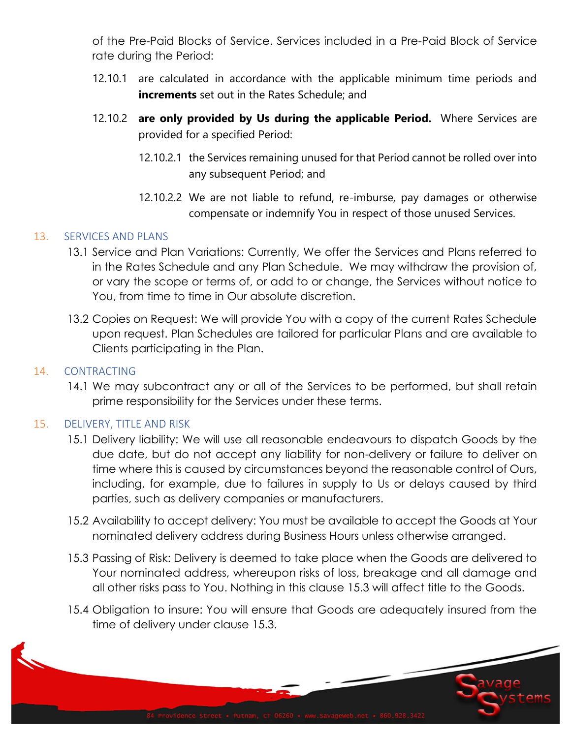of the Pre-Paid Blocks of Service. Services included in a Pre-Paid Block of Service rate during the Period:

12.10.1 are calculated in accordance with the applicable minimum time periods and **increments** set out in the Rates Schedule; and

12.10.2 **are only provided by Us during the applicable Period.** Where Services are provided for a specified Period:

12.10.2.1 the Services remaining unused for that Period cannot be rolled over into any subsequent Period; and

12.10.2.2 We are not liable to refund, re-imburse, pay damages or otherwise compensate or indemnify You in respect of those unused Services.

## 13. SERVICES AND PLANS

13.1 Service and Plan Variations: Currently, We offer the Services and Plans referred to in the Rates Schedule and any Plan Schedule. We may withdraw the provision of, or vary the scope or terms of, or add to or change, the Services without notice to You, from time to time in Our absolute discretion.

13.2 Copies on Request: We will provide You with a copy of the current Rates Schedule upon request. Plan Schedules are tailored for particular Plans and are available to Clients participating in the Plan.

## 14. CONTRACTING

14.1 We may subcontract any or all of the Services to be performed, but shall retain prime responsibility for the Services under these terms.

## 15. DELIVERY, TITLE AND RISK

15.1 Delivery liability: We will use all reasonable endeavours to dispatch Goods by the due date, but do not accept any liability for non-delivery or failure to deliver on time where this is caused by circumstances beyond the reasonable control of Ours, including, for example, due to failures in supply to Us or delays caused by third parties, such as delivery companies or manufacturers.

15.2 Availability to accept delivery: You must be available to accept the Goods at Your nominated delivery address during Business Hours unless otherwise arranged.

15.3 Passing of Risk: Delivery is deemed to take place when the Goods are delivered to Your nominated address, whereupon risks of loss, breakage and all damage and all other risks pass to You. Nothing in this clause 15.3 will affect title to the Goods.

15.4 Obligation to insure: You will ensure that Goods are adequately insured from the time of delivery under clause 15.3.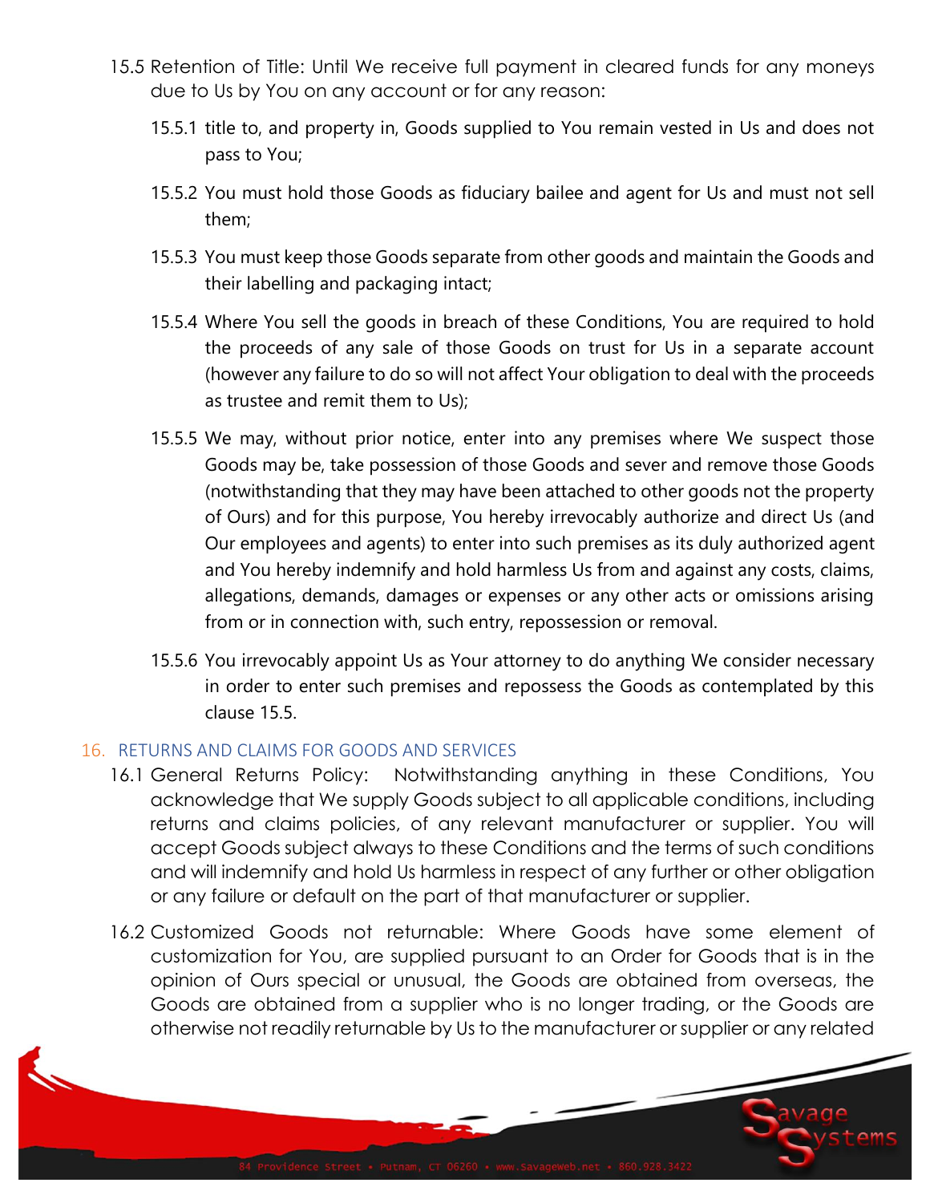15.5 Retention of Title: Until We receive full payment in cleared funds for any moneys due to Us by You on any account or for any reason:

15.5.1 title to, and property in, Goods supplied to You remain vested in Us and does not pass to You;

15.5.2 You must hold those Goods as fiduciary bailee and agent for Us and must not sell them;

15.5.3 You must keep those Goods separate from other goods and maintain the Goods and their labelling and packaging intact;

15.5.4 Where You sell the goods in breach of these Conditions, You are required to hold the proceeds of any sale of those Goods on trust for Us in a separate account (however any failure to do so will not affect Your obligation to deal with the proceeds as trustee and remit them to Us);

15.5.5 We may, without prior notice, enter into any premises where We suspect those Goods may be, take possession of those Goods and sever and remove those Goods (notwithstanding that they may have been attached to other goods not the property of Ours) and for this purpose, You hereby irrevocably authorize and direct Us (and Our employees and agents) to enter into such premises as its duly authorized agent and You hereby indemnify and hold harmless Us from and against any costs, claims, allegations, demands, damages or expenses or any other acts or omissions arising from or in connection with, such entry, repossession or removal.

15.5.6 You irrevocably appoint Us as Your attorney to do anything We consider necessary in order to enter such premises and repossess the Goods as contemplated by this clause 15.5.

## 16. RETURNS AND CLAIMS FOR GOODS AND SERVICES

16.1 General Returns Policy: Notwithstanding anything in these Conditions, You acknowledge that We supply Goods subject to all applicable conditions, including returns and claims policies, of any relevant manufacturer or supplier. You will accept Goods subject always to these Conditions and the terms of such conditions and will indemnify and hold Us harmless in respect of any further or other obligation or any failure or default on the part of that manufacturer or supplier.

16.2 Customized Goods not returnable: Where Goods have some element of customization for You, are supplied pursuant to an Order for Goods that is in the opinion of Ours special or unusual, the Goods are obtained from overseas, the Goods are obtained from a supplier who is no longer trading, or the Goods are otherwise not readily returnable by Us to the manufacturer or supplier or any related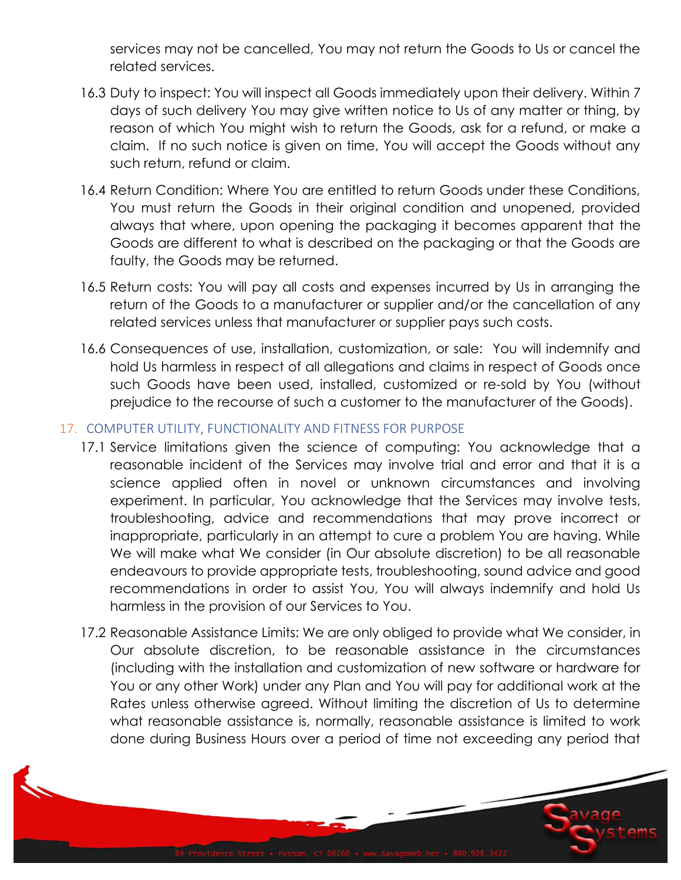services may not be cancelled, You may not return the Goods to Us or cancel the related services.

16.3 Duty to inspect: You will inspect all Goods immediately upon their delivery. Within 7 days of such delivery You may give written notice to Us of any matter or thing, by reason of which You might wish to return the Goods, ask for a refund, or make a claim. If no such notice is given on time, You will accept the Goods without any such return, refund or claim.

16.4 Return Condition: Where You are entitled to return Goods under these Conditions, You must return the Goods in their original condition and unopened, provided always that where, upon opening the packaging it becomes apparent that the Goods are different to what is described on the packaging or that the Goods are faulty, the Goods may be returned.

16.5 Return costs: You will pay all costs and expenses incurred by Us in arranging the return of the Goods to a manufacturer or supplier and/or the cancellation of any related services unless that manufacturer or supplier pays such costs.

16.6 Consequences of use, installation, customization, or sale: You will indemnify and hold Us harmless in respect of all allegations and claims in respect of Goods once such Goods have been used, installed, customized or re-sold by You (without prejudice to the recourse of such a customer to the manufacturer of the Goods).

## 17. COMPUTER UTILITY, FUNCTIONALITY AND FITNESS FOR PURPOSE

17.1 Service limitations given the science of computing: You acknowledge that a reasonable incident of the Services may involve trial and error and that it is a science applied often in novel or unknown circumstances and involving experiment. In particular, You acknowledge that the Services may involve tests, troubleshooting, advice and recommendations that may prove incorrect or inappropriate, particularly in an attempt to cure a problem You are having. While We will make what We consider (in Our absolute discretion) to be all reasonable endeavours to provide appropriate tests, troubleshooting, sound advice and good recommendations in order to assist You, You will always indemnify and hold Us harmless in the provision of our Services to You.

17.2 Reasonable Assistance Limits: We are only obliged to provide what We consider, in Our absolute discretion, to be reasonable assistance in the circumstances (including with the installation and customization of new software or hardware for You or any other Work) under any Plan and You will pay for additional work at the Rates unless otherwise agreed. Without limiting the discretion of Us to determine what reasonable assistance is, normally, reasonable assistance is limited to work done during Business Hours over a period of time not exceeding any period that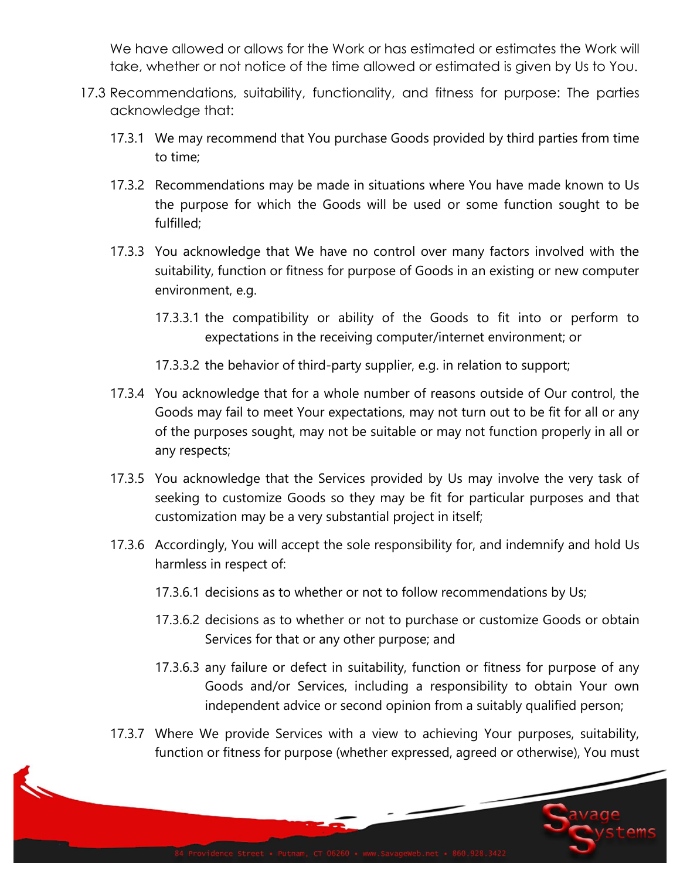We have allowed or allows for the Work or has estimated or estimates the Work will take, whether or not notice of the time allowed or estimated is given by Us to You.

17.3 Recommendations, suitability, functionality, and fitness for purpose: The parties acknowledge that:

17.3.1 We may recommend that You purchase Goods provided by third parties from time to time;

17.3.2 Recommendations may be made in situations where You have made known to Us the purpose for which the Goods will be used or some function sought to be fulfilled;

17.3.3 You acknowledge that We have no control over many factors involved with the suitability, function or fitness for purpose of Goods in an existing or new computer environment, e.g.

17.3.3.1 the compatibility or ability of the Goods to fit into or perform to expectations in the receiving computer/internet environment; or

17.3.3.2 the behavior of third-party supplier, e.g. in relation to support;

17.3.4 You acknowledge that for a whole number of reasons outside of Our control, the Goods may fail to meet Your expectations, may not turn out to be fit for all or any of the purposes sought, may not be suitable or may not function properly in all or any respects;

17.3.5 You acknowledge that the Services provided by Us may involve the very task of seeking to customize Goods so they may be fit for particular purposes and that customization may be a very substantial project in itself;

17.3.6 Accordingly, You will accept the sole responsibility for, and indemnify and hold Us harmless in respect of:

17.3.6.1 decisions as to whether or not to follow recommendations by Us;

17.3.6.2 decisions as to whether or not to purchase or customize Goods or obtain Services for that or any other purpose; and

17.3.6.3 any failure or defect in suitability, function or fitness for purpose of any Goods and/or Services, including a responsibility to obtain Your own independent advice or second opinion from a suitably qualified person;

17.3.7 Where We provide Services with a view to achieving Your purposes, suitability, function or fitness for purpose (whether expressed, agreed or otherwise), You must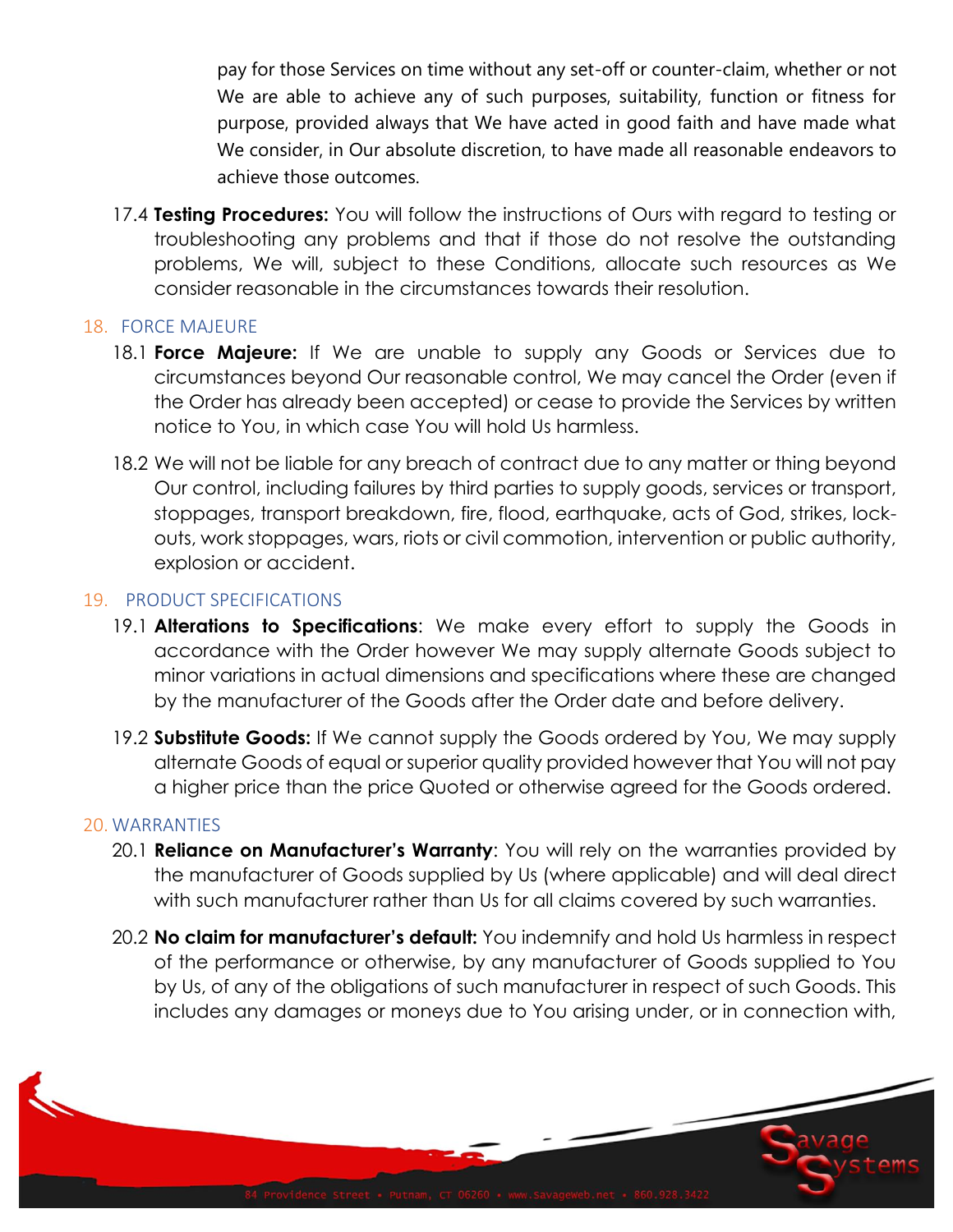pay for those Services on time without any set-off or counter-claim, whether or not We are able to achieve any of such purposes, suitability, function or fitness for purpose, provided always that We have acted in good faith and have made what We consider, in Our absolute discretion, to have made all reasonable endeavors to achieve those outcomes.

17.4 **Testing Procedures:** You will follow the instructions of Ours with regard to testing or troubleshooting any problems and that if those do not resolve the outstanding problems, We will, subject to these Conditions, allocate such resources as We consider reasonable in the circumstances towards their resolution.

## 18. FORCE MAJEURE

18.1 **Force Majeure:** If We are unable to supply any Goods or Services due to circumstances beyond Our reasonable control, We may cancel the Order (even if the Order has already been accepted) or cease to provide the Services by written notice to You, in which case You will hold Us harmless.

18.2 We will not be liable for any breach of contract due to any matter or thing beyond Our control, including failures by third parties to supply goods, services or transport, stoppages, transport breakdown, fire, flood, earthquake, acts of God, strikes, lock-outs, work stoppages, wars, riots or civil commotion, intervention or public authority, explosion or accident.

## 19. PRODUCT SPECIFICATIONS

19.1 **Alterations to Specifications**: We make every effort to supply the Goods in accordance with the Order however We may supply alternate Goods subject to minor variations in actual dimensions and specifications where these are changed by the manufacturer of the Goods after the Order date and before delivery.

19.2 **Substitute Goods:** If We cannot supply the Goods ordered by You, We may supply alternate Goods of equal or superior quality provided however that You will not pay a higher price than the price Quoted or otherwise agreed for the Goods ordered.

## 20. WARRANTIES

20.1 **Reliance on Manufacturer's Warranty**: You will rely on the warranties provided by the manufacturer of Goods supplied by Us (where applicable) and will deal direct with such manufacturer rather than Us for all claims covered by such warranties.

20.2 **No claim for manufacturer's default:** You indemnify and hold Us harmless in respect of the performance or otherwise, by any manufacturer of Goods supplied to You by Us, of any of the obligations of such manufacturer in respect of such Goods. This includes any damages or moneys due to You arising under, or in connection with,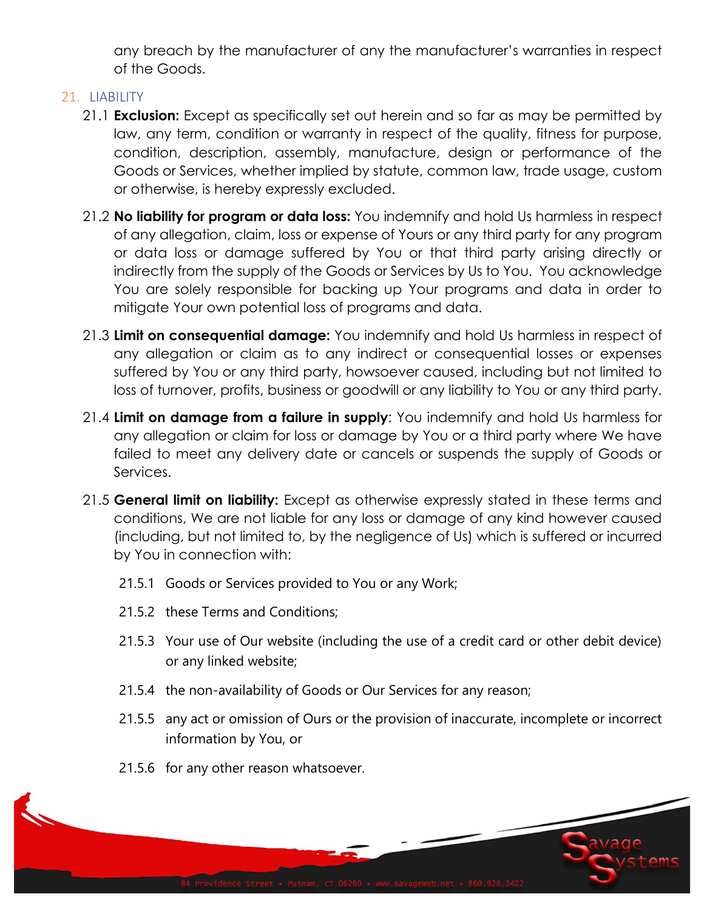any breach by the manufacturer of any the manufacturer's warranties in respect of the Goods.

## 21. LIABILITY

21.1 **Exclusion:** Except as specifically set out herein and so far as may be permitted by law, any term, condition or warranty in respect of the quality, fitness for purpose, condition, description, assembly, manufacture, design or performance of the Goods or Services, whether implied by statute, common law, trade usage, custom or otherwise, is hereby expressly excluded.

21.2 **No liability for program or data loss:** You indemnify and hold Us harmless in respect of any allegation, claim, loss or expense of Yours or any third party for any program or data loss or damage suffered by You or that third party arising directly or indirectly from the supply of the Goods or Services by Us to You. You acknowledge You are solely responsible for backing up Your programs and data in order to mitigate Your own potential loss of programs and data.

21.3 **Limit on consequential damage:** You indemnify and hold Us harmless in respect of any allegation or claim as to any indirect or consequential losses or expenses suffered by You or any third party, howsoever caused, including but not limited to loss of turnover, profits, business or goodwill or any liability to You or any third party.

21.4 **Limit on damage from a failure in supply**: You indemnify and hold Us harmless for any allegation or claim for loss or damage by You or a third party where We have failed to meet any delivery date or cancels or suspends the supply of Goods or Services.

21.5 **General limit on liability:** Except as otherwise expressly stated in these terms and conditions, We are not liable for any loss or damage of any kind however caused (including, but not limited to, by the negligence of Us) which is suffered or incurred by You in connection with:

21.5.1 Goods or Services provided to You or any Work;

21.5.2 these Terms and Conditions;

21.5.3 Your use of Our website (including the use of a credit card or other debit device) or any linked website;

21.5.4 the non-availability of Goods or Our Services for any reason;

21.5.5 any act or omission of Ours or the provision of inaccurate, incomplete or incorrect information by You, or

21.5.6 for any other reason whatsoever.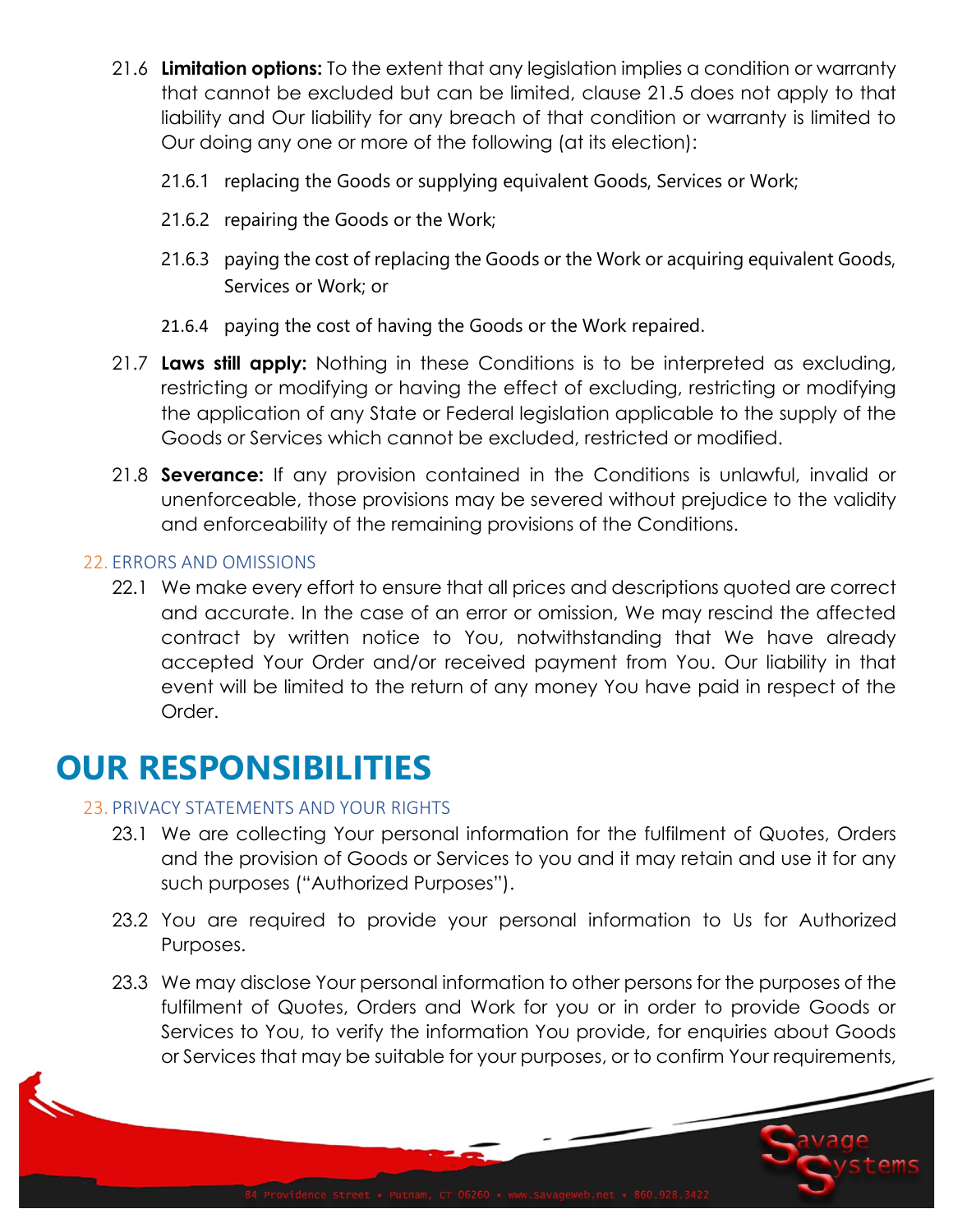21.6 **Limitation options:** To the extent that any legislation implies a condition or warranty that cannot be excluded but can be limited, clause 21.5 does not apply to that liability and Our liability for any breach of that condition or warranty is limited to Our doing any one or more of the following (at its election):

21.6.1 replacing the Goods or supplying equivalent Goods, Services or Work;

21.6.2 repairing the Goods or the Work;

21.6.3 paying the cost of replacing the Goods or the Work or acquiring equivalent Goods, Services or Work; or

21.6.4 paying the cost of having the Goods or the Work repaired.

21.7 **Laws still apply:** Nothing in these Conditions is to be interpreted as excluding, restricting or modifying or having the effect of excluding, restricting or modifying the application of any State or Federal legislation applicable to the supply of the Goods or Services which cannot be excluded, restricted or modified.

21.8 **Severance:** If any provision contained in the Conditions is unlawful, invalid or unenforceable, those provisions may be severed without prejudice to the validity and enforceability of the remaining provisions of the Conditions.

### 22. ERRORS AND OMISSIONS

22.1 We make every effort to ensure that all prices and descriptions quoted are correct and accurate. In the case of an error or omission, We may rescind the affected contract by written notice to You, notwithstanding that We have already accepted Your Order and/or received payment from You. Our liability in that event will be limited to the return of any money You have paid in respect of the Order.

# OUR RESPONSIBILITIES

### 23. PRIVACY STATEMENTS AND YOUR RIGHTS

23.1 We are collecting Your personal information for the fulfilment of Quotes, Orders and the provision of Goods or Services to you and it may retain and use it for any such purposes ("Authorized Purposes").

23.2 You are required to provide your personal information to Us for Authorized Purposes.

23.3 We may disclose Your personal information to other persons for the purposes of the fulfilment of Quotes, Orders and Work for you or in order to provide Goods or Services to You, to verify the information You provide, for enquiries about Goods or Services that may be suitable for your purposes, or to confirm Your requirements,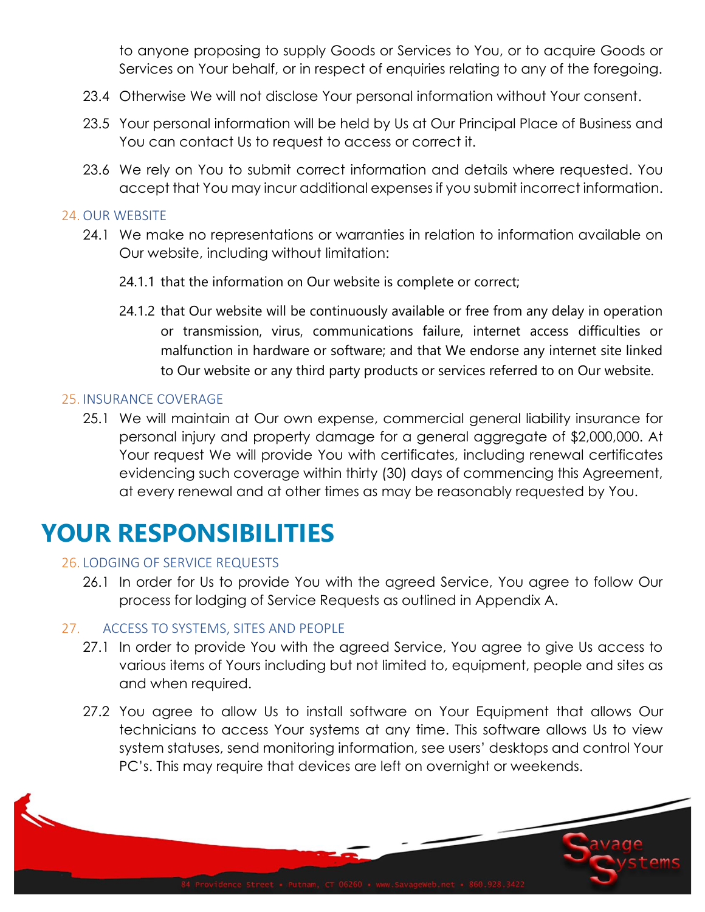to anyone proposing to supply Goods or Services to You, or to acquire Goods or Services on Your behalf, or in respect of enquiries relating to any of the foregoing.

23.4 Otherwise We will not disclose Your personal information without Your consent.

23.5 Your personal information will be held by Us at Our Principal Place of Business and You can contact Us to request to access or correct it.

23.6 We rely on You to submit correct information and details where requested. You accept that You may incur additional expenses if you submit incorrect information.

### 24. OUR WEBSITE

24.1 We make no representations or warranties in relation to information available on Our website, including without limitation:

24.1.1 that the information on Our website is complete or correct;

24.1.2 that Our website will be continuously available or free from any delay in operation or transmission, virus, communications failure, internet access difficulties or malfunction in hardware or software; and that We endorse any internet site linked to Our website or any third party products or services referred to on Our website.

### 25. INSURANCE COVERAGE

25.1 We will maintain at Our own expense, commercial general liability insurance for personal injury and property damage for a general aggregate of $2,000,000. At Your request We will provide You with certificates, including renewal certificates evidencing such coverage within thirty (30) days of commencing this Agreement, at every renewal and at other times as may be reasonably requested by You.

# YOUR RESPONSIBILITIES

### 26. LODGING OF SERVICE REQUESTS

26.1 In order for Us to provide You with the agreed Service, You agree to follow Our process for lodging of Service Requests as outlined in Appendix A.

### 27. ACCESS TO SYSTEMS, SITES AND PEOPLE

27.1 In order to provide You with the agreed Service, You agree to give Us access to various items of Yours including but not limited to, equipment, people and sites as and when required.

27.2 You agree to allow Us to install software on Your Equipment that allows Our technicians to access Your systems at any time. This software allows Us to view system statuses, send monitoring information, see users' desktops and control Your PC's. This may require that devices are left on overnight or weekends.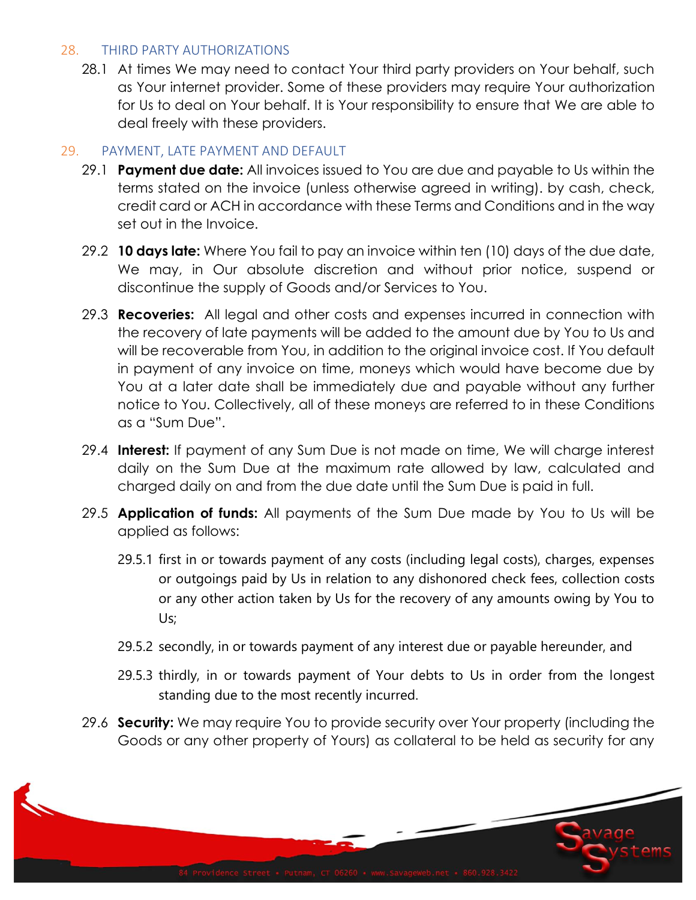## 28. THIRD PARTY AUTHORIZATIONS

28.1 At times We may need to contact Your third party providers on Your behalf, such as Your internet provider. Some of these providers may require Your authorization for Us to deal on Your behalf. It is Your responsibility to ensure that We are able to deal freely with these providers.

## 29. PAYMENT, LATE PAYMENT AND DEFAULT

29.1 **Payment due date:** All invoices issued to You are due and payable to Us within the terms stated on the invoice (unless otherwise agreed in writing). by cash, check, credit card or ACH in accordance with these Terms and Conditions and in the way set out in the Invoice.

29.2 **10 days late:** Where You fail to pay an invoice within ten (10) days of the due date, We may, in Our absolute discretion and without prior notice, suspend or discontinue the supply of Goods and/or Services to You.

29.3 **Recoveries:** All legal and other costs and expenses incurred in connection with the recovery of late payments will be added to the amount due by You to Us and will be recoverable from You, in addition to the original invoice cost. If You default in payment of any invoice on time, moneys which would have become due by You at a later date shall be immediately due and payable without any further notice to You. Collectively, all of these moneys are referred to in these Conditions as a "Sum Due".

29.4 **Interest:** If payment of any Sum Due is not made on time, We will charge interest daily on the Sum Due at the maximum rate allowed by law, calculated and charged daily on and from the due date until the Sum Due is paid in full.

29.5 **Application of funds:** All payments of the Sum Due made by You to Us will be applied as follows:

29.5.1 first in or towards payment of any costs (including legal costs), charges, expenses or outgoings paid by Us in relation to any dishonored check fees, collection costs or any other action taken by Us for the recovery of any amounts owing by You to Us;

29.5.2 secondly, in or towards payment of any interest due or payable hereunder, and

29.5.3 thirdly, in or towards payment of Your debts to Us in order from the longest standing due to the most recently incurred.

29.6 **Security:** We may require You to provide security over Your property (including the Goods or any other property of Yours) as collateral to be held as security for any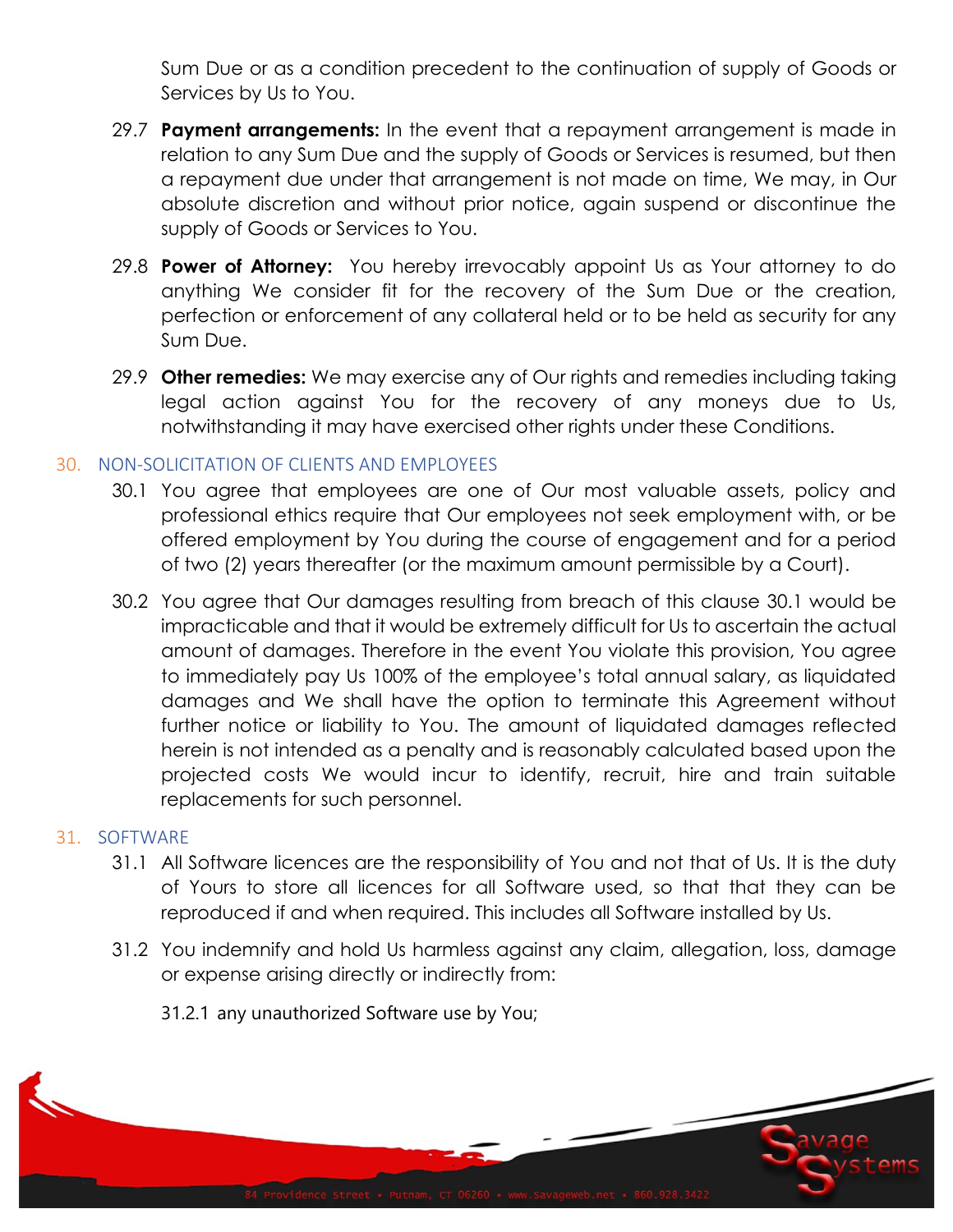Sum Due or as a condition precedent to the continuation of supply of Goods or Services by Us to You.

29.7 **Payment arrangements:** In the event that a repayment arrangement is made in relation to any Sum Due and the supply of Goods or Services is resumed, but then a repayment due under that arrangement is not made on time, We may, in Our absolute discretion and without prior notice, again suspend or discontinue the supply of Goods or Services to You.

29.8 **Power of Attorney:** You hereby irrevocably appoint Us as Your attorney to do anything We consider fit for the recovery of the Sum Due or the creation, perfection or enforcement of any collateral held or to be held as security for any Sum Due.

29.9 **Other remedies:** We may exercise any of Our rights and remedies including taking legal action against You for the recovery of any moneys due to Us, notwithstanding it may have exercised other rights under these Conditions.

## 30. NON-SOLICITATION OF CLIENTS AND EMPLOYEES

30.1 You agree that employees are one of Our most valuable assets, policy and professional ethics require that Our employees not seek employment with, or be offered employment by You during the course of engagement and for a period of two (2) years thereafter (or the maximum amount permissible by a Court).

30.2 You agree that Our damages resulting from breach of this clause 30.1 would be impracticable and that it would be extremely difficult for Us to ascertain the actual amount of damages. Therefore in the event You violate this provision, You agree to immediately pay Us 100% of the employee's total annual salary, as liquidated damages and We shall have the option to terminate this Agreement without further notice or liability to You. The amount of liquidated damages reflected herein is not intended as a penalty and is reasonably calculated based upon the projected costs We would incur to identify, recruit, hire and train suitable replacements for such personnel.

## 31. SOFTWARE

31.1 All Software licences are the responsibility of You and not that of Us. It is the duty of Yours to store all licences for all Software used, so that that they can be reproduced if and when required. This includes all Software installed by Us.

31.2 You indemnify and hold Us harmless against any claim, allegation, loss, damage or expense arising directly or indirectly from:

31.2.1 any unauthorized Software use by You;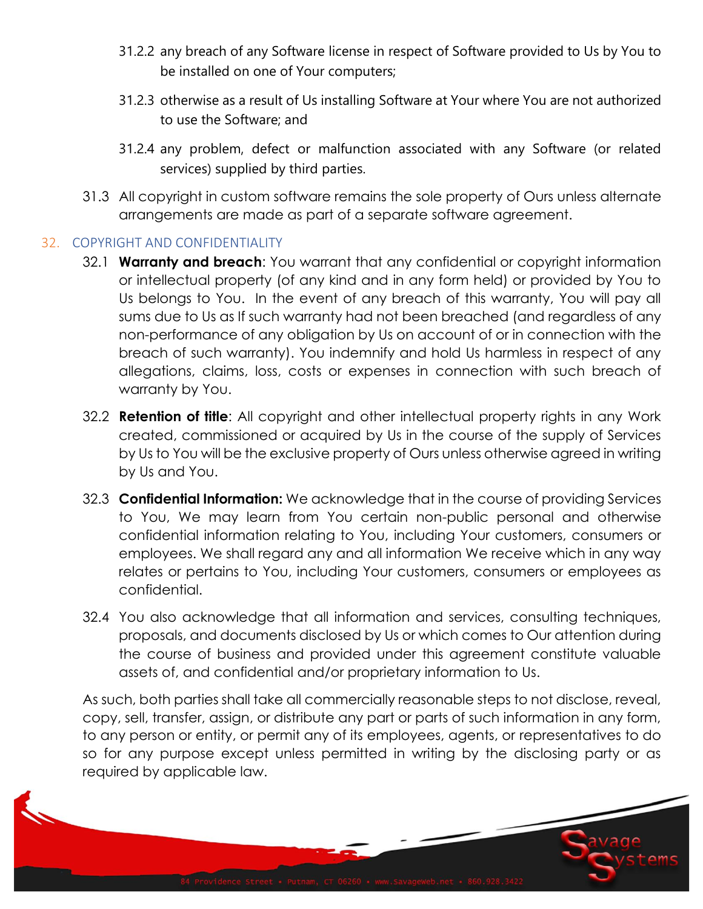31.2.2 any breach of any Software license in respect of Software provided to Us by You to be installed on one of Your computers;

31.2.3 otherwise as a result of Us installing Software at Your where You are not authorized to use the Software; and

31.2.4 any problem, defect or malfunction associated with any Software (or related services) supplied by third parties.

31.3 All copyright in custom software remains the sole property of Ours unless alternate arrangements are made as part of a separate software agreement.

## 32. COPYRIGHT AND CONFIDENTIALITY

32.1 **Warranty and breach**: You warrant that any confidential or copyright information or intellectual property (of any kind and in any form held) or provided by You to Us belongs to You. In the event of any breach of this warranty, You will pay all sums due to Us as If such warranty had not been breached (and regardless of any non-performance of any obligation by Us on account of or in connection with the breach of such warranty). You indemnify and hold Us harmless in respect of any allegations, claims, loss, costs or expenses in connection with such breach of warranty by You.

32.2 **Retention of title**: All copyright and other intellectual property rights in any Work created, commissioned or acquired by Us in the course of the supply of Services by Us to You will be the exclusive property of Ours unless otherwise agreed in writing by Us and You.

32.3 **Confidential Information:** We acknowledge that in the course of providing Services to You, We may learn from You certain non-public personal and otherwise confidential information relating to You, including Your customers, consumers or employees. We shall regard any and all information We receive which in any way relates or pertains to You, including Your customers, consumers or employees as confidential.

32.4 You also acknowledge that all information and services, consulting techniques, proposals, and documents disclosed by Us or which comes to Our attention during the course of business and provided under this agreement constitute valuable assets of, and confidential and/or proprietary information to Us.

As such, both parties shall take all commercially reasonable steps to not disclose, reveal, copy, sell, transfer, assign, or distribute any part or parts of such information in any form, to any person or entity, or permit any of its employees, agents, or representatives to do so for any purpose except unless permitted in writing by the disclosing party or as required by applicable law.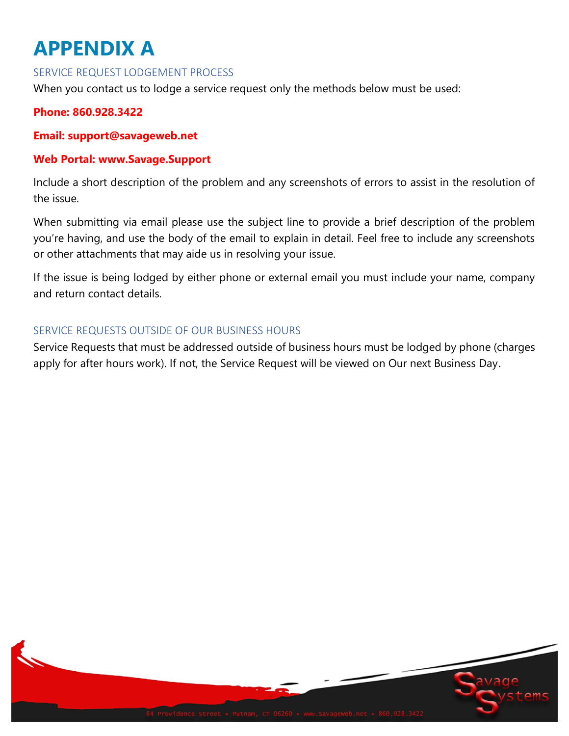# APPENDIX A

## SERVICE REQUEST LODGEMENT PROCESS

When you contact us to lodge a service request only the methods below must be used:

**Phone: 860.928.3422**

**Email: support@savageweb.net**

**Web Portal: www.Savage.Support**

Include a short description of the problem and any screenshots of errors to assist in the resolution of the issue.

When submitting via email please use the subject line to provide a brief description of the problem you're having, and use the body of the email to explain in detail. Feel free to include any screenshots or other attachments that may aide us in resolving your issue.

If the issue is being lodged by either phone or external email you must include your name, company and return contact details.

## SERVICE REQUESTS OUTSIDE OF OUR BUSINESS HOURS

Service Requests that must be addressed outside of business hours must be lodged by phone (charges apply for after hours work). If not, the Service Request will be viewed on Our next Business Day.